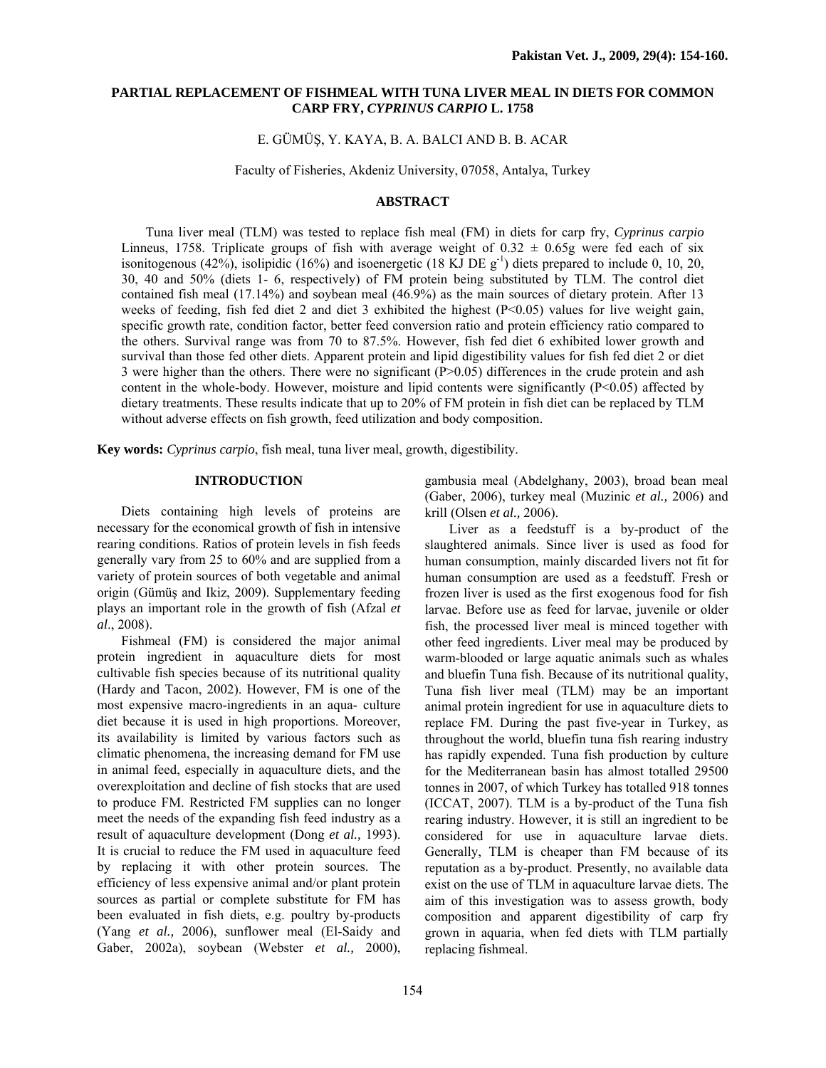# PARTIAL REPLACEMENT OF FISHMEAL WITH TUNA LIVER MEAL IN DIETS FOR COMMON CARP FRY, *CYPRINUS CARPIO* L. 1758

E. GÜMÜŞ, Y. KAYA, B. A. BALCI AND B. B. ACAR

Faculty of Fisheries, Akdeniz University, 07058, Antalya, Turkey

## ABSTRACT

Tuna liver meal (TLM) was tested to replace fish meal (FM) in diets for carp fry, *Cyprinus carpio* Linneus, 1758. Triplicate groups of fish with average weight of 0.32 ± 0.65g were fed each of six isonitogenous (42%), isolipidic (16%) and isoenergetic (18 KJ DE $g^{-1}$) diets prepared to include 0, 10, 20, 30, 40 and 50% (diets 1- 6, respectively) of FM protein being substituted by TLM. The control diet contained fish meal (17.14%) and soybean meal (46.9%) as the main sources of dietary protein. After 13 weeks of feeding, fish fed diet 2 and diet 3 exhibited the highest ($P<0.05$) values for live weight gain, specific growth rate, condition factor, better feed conversion ratio and protein efficiency ratio compared to the others. Survival range was from 70 to 87.5%. However, fish fed diet 6 exhibited lower growth and survival than those fed other diets. Apparent protein and lipid digestibility values for fish fed diet 2 or diet 3 were higher than the others. There were no significant ($P>0.05$) differences in the crude protein and ash content in the whole-body. However, moisture and lipid contents were significantly ($P<0.05$) affected by dietary treatments. These results indicate that up to 20% of FM protein in fish diet can be replaced by TLM without adverse effects on fish growth, feed utilization and body composition.

**Key words:** *Cyprinus carpio*, fish meal, tuna liver meal, growth, digestibility.

## INTRODUCTION

Diets containing high levels of proteins are necessary for the economical growth of fish in intensive rearing conditions. Ratios of protein levels in fish feeds generally vary from 25 to 60% and are supplied from a variety of protein sources of both vegetable and animal origin (Gümüş and Ikiz, 2009). Supplementary feeding plays an important role in the growth of fish (Afzal *et al*., 2008).

Fishmeal (FM) is considered the major animal protein ingredient in aquaculture diets for most cultivable fish species because of its nutritional quality (Hardy and Tacon, 2002). However, FM is one of the most expensive macro-ingredients in an aqua- culture diet because it is used in high proportions. Moreover, its availability is limited by various factors such as climatic phenomena, the increasing demand for FM use in animal feed, especially in aquaculture diets, and the overexploitation and decline of fish stocks that are used to produce FM. Restricted FM supplies can no longer meet the needs of the expanding fish feed industry as a result of aquaculture development (Dong *et al.,* 1993). It is crucial to reduce the FM used in aquaculture feed by replacing it with other protein sources. The efficiency of less expensive animal and/or plant protein sources as partial or complete substitute for FM has been evaluated in fish diets, e.g. poultry by-products (Yang *et al.,* 2006), sunflower meal (El-Saidy and Gaber, 2002a), soybean (Webster *et al.,* 2000), gambusia meal (Abdelghany, 2003), broad bean meal (Gaber, 2006), turkey meal (Muzinic *et al.,* 2006) and krill (Olsen *et al.,* 2006).

Liver as a feedstuff is a by-product of the slaughtered animals. Since liver is used as food for human consumption, mainly discarded livers not fit for human consumption are used as a feedstuff. Fresh or frozen liver is used as the first exogenous food for fish larvae. Before use as feed for larvae, juvenile or older fish, the processed liver meal is minced together with other feed ingredients. Liver meal may be produced by warm-blooded or large aquatic animals such as whales and bluefin Tuna fish. Because of its nutritional quality, Tuna fish liver meal (TLM) may be an important animal protein ingredient for use in aquaculture diets to replace FM. During the past five-year in Turkey, as throughout the world, bluefin tuna fish rearing industry has rapidly expended. Tuna fish production by culture for the Mediterranean basin has almost totalled 29500 tonnes in 2007, of which Turkey has totalled 918 tonnes (ICCAT, 2007). TLM is a by-product of the Tuna fish rearing industry. However, it is still an ingredient to be considered for use in aquaculture larvae diets. Generally, TLM is cheaper than FM because of its reputation as a by-product. Presently, no available data exist on the use of TLM in aquaculture larvae diets. The aim of this investigation was to assess growth, body composition and apparent digestibility of carp fry grown in aquaria, when fed diets with TLM partially replacing fishmeal.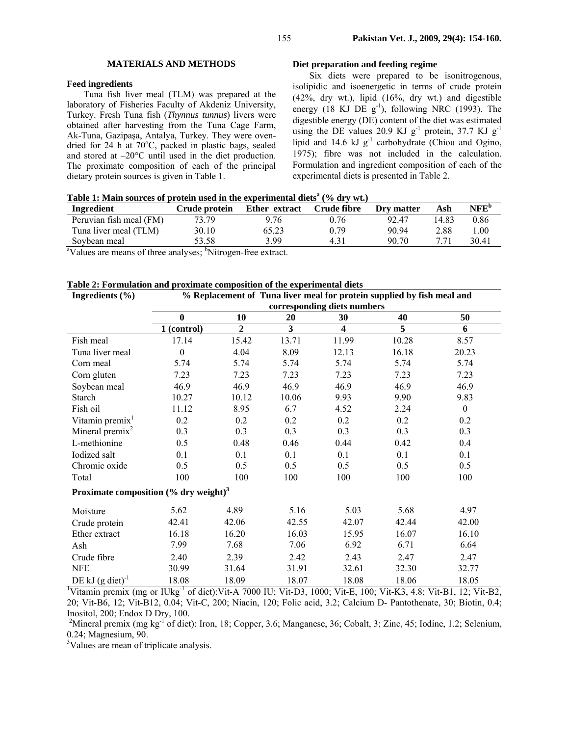## MATERIALS AND METHODS

### Feed ingredients

Tuna fish liver meal (TLM) was prepared at the laboratory of Fisheries Faculty of Akdeniz University, Turkey. Fresh Tuna fish (*Thynnus tunnus*) livers were obtained after harvesting from the Tuna Cage Farm, Ak-Tuna, Gazipaşa, Antalya, Turkey. They were oven-dried for 24 h at 70°C, packed in plastic bags, sealed and stored at –20°C until used in the diet production. The proximate composition of each of the principal dietary protein sources is given in Table 1.

### Diet preparation and feeding regime

Six diets were prepared to be isonitrogenous, isolipidic and isoenergetic in terms of crude protein (42%, dry wt.), lipid (16%, dry wt.) and digestible energy (18 KJ DE $g^{-1}$), following NRC (1993). The digestible energy (DE) content of the diet was estimated using the DE values 20.9 KJ $g^{-1}$ protein, 37.7 KJ $g^{-1}$ lipid and 14.6 kJ $g^{-1}$ carbohydrate (Chiou and Ogino, 1975); fibre was not included in the calculation. Formulation and ingredient composition of each of the experimental diets is presented in Table 2.

**Table 1: Main sources of protein used in the experimental diets[a] (% dry wt.)**

| Ingredient | Crude protein | Ether extract | Crude fibre | Dry matter | Ash | NFE[b] |
|---|---|---|---|---|---|---|
| Peruvian fish meal (FM) | 73.79 | 9.76 | 0.76 | 92.47 | 14.83 | 0.86 |
| Tuna liver meal (TLM) | 30.10 | 65.23 | 0.79 | 90.94 | 2.88 | 1.00 |
| Soybean meal | 53.58 | 3.99 | 4.31 | 90.70 | 7.71 | 30.41 |

[a]Values are means of three analyses; [b]Nitrogen-free extract.

**Table 2: Formulation and proximate composition of the experimental diets**

| Ingredients (%) | % Replacement of Tuna liver meal for protein supplied by fish meal and corresponding diets numbers | | | | | |
|---|---|---|---|---|---|---|
| | 0 | 10 | 20 | 30 | 40 | 50 |
| | 1 (control) | 2 | 3 | 4 | 5 | 6 |
| Fish meal | 17.14 | 15.42 | 13.71 | 11.99 | 10.28 | 8.57 |
| Tuna liver meal | 0 | 4.04 | 8.09 | 12.13 | 16.18 | 20.23 |
| Corn meal | 5.74 | 5.74 | 5.74 | 5.74 | 5.74 | 5.74 |
| Corn gluten | 7.23 | 7.23 | 7.23 | 7.23 | 7.23 | 7.23 |
| Soybean meal | 46.9 | 46.9 | 46.9 | 46.9 | 46.9 | 46.9 |
| Starch | 10.27 | 10.12 | 10.06 | 9.93 | 9.90 | 9.83 |
| Fish oil | 11.12 | 8.95 | 6.7 | 4.52 | 2.24 | 0 |
| Vitamin premix[1] | 0.2 | 0.2 | 0.2 | 0.2 | 0.2 | 0.2 |
| Mineral premix[2] | 0.3 | 0.3 | 0.3 | 0.3 | 0.3 | 0.3 |
| L-methionine | 0.5 | 0.48 | 0.46 | 0.44 | 0.42 | 0.4 |
| Iodized salt | 0.1 | 0.1 | 0.1 | 0.1 | 0.1 | 0.1 |
| Chromic oxide | 0.5 | 0.5 | 0.5 | 0.5 | 0.5 | 0.5 |
| Total | 100 | 100 | 100 | 100 | 100 | 100 |
| **Proximate composition (% dry weight)[3]** | | | | | | |
| Moisture | 5.62 | 4.89 | 5.16 | 5.03 | 5.68 | 4.97 |
| Crude protein | 42.41 | 42.06 | 42.55 | 42.07 | 42.44 | 42.00 |
| Ether extract | 16.18 | 16.20 | 16.03 | 15.95 | 16.07 | 16.10 |
| Ash | 7.99 | 7.68 | 7.06 | 6.92 | 6.71 | 6.64 |
| Crude fibre | 2.40 | 2.39 | 2.42 | 2.43 | 2.47 | 2.47 |
| NFE | 30.99 | 31.64 | 31.91 | 32.61 | 32.30 | 32.77 |
| DE kJ (g diet)$^{-1}$ | 18.08 | 18.09 | 18.07 | 18.08 | 18.06 | 18.05 |

[1]Vitamin premix (mg or IUkg$^{-1}$ of diet):Vit-A 7000 IU; Vit-D3, 1000; Vit-E, 100; Vit-K3, 4.8; Vit-B1, 12; Vit-B2, 20; Vit-B6, 12; Vit-B12, 0.04; Vit-C, 200; Niacin, 120; Folic acid, 3.2; Calcium D- Pantothenate, 30; Biotin, 0.4; Inositol, 200; Endox D Dry, 100.

[2]Mineral premix (mg kg$^{-1}$ of diet): Iron, 18; Copper, 3.6; Manganese, 36; Cobalt, 3; Zinc, 45; Iodine, 1.2; Selenium, 0.24; Magnesium, 90.

[3]Values are mean of triplicate analysis.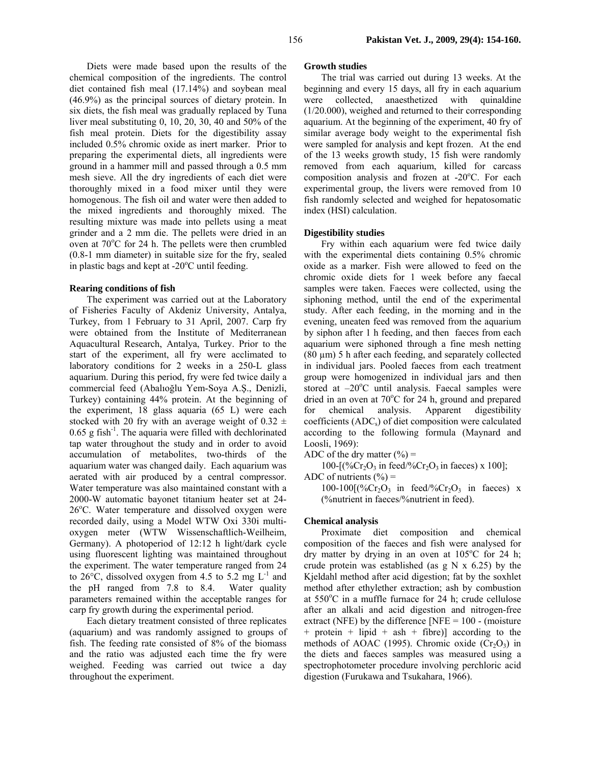Diets were made based upon the results of the chemical composition of the ingredients. The control diet contained fish meal (17.14%) and soybean meal (46.9%) as the principal sources of dietary protein. In six diets, the fish meal was gradually replaced by Tuna liver meal substituting 0, 10, 20, 30, 40 and 50% of the fish meal protein. Diets for the digestibility assay included 0.5% chromic oxide as inert marker. Prior to preparing the experimental diets, all ingredients were ground in a hammer mill and passed through a 0.5 mm mesh sieve. All the dry ingredients of each diet were thoroughly mixed in a food mixer until they were homogenous. The fish oil and water were then added to the mixed ingredients and thoroughly mixed. The resulting mixture was made into pellets using a meat grinder and a 2 mm die. The pellets were dried in an oven at 70°C for 24 h. The pellets were then crumbled (0.8-1 mm diameter) in suitable size for the fry, sealed in plastic bags and kept at -20°C until feeding.

### Rearing conditions of fish

The experiment was carried out at the Laboratory of Fisheries Faculty of Akdeniz University, Antalya, Turkey, from 1 February to 31 April, 2007. Carp fry were obtained from the Institute of Mediterranean Aquacultural Research, Antalya, Turkey. Prior to the start of the experiment, all fry were acclimated to laboratory conditions for 2 weeks in a 250-L glass aquarium. During this period, fry were fed twice daily a commercial feed (Abalıoğlu Yem-Soya A.Ş., Denizli, Turkey) containing 44% protein. At the beginning of the experiment, 18 glass aquaria (65 L) were each stocked with 20 fry with an average weight of 0.32 ± 0.65 g fish$^{-1}$. The aquaria were filled with dechlorinated tap water throughout the study and in order to avoid accumulation of metabolites, two-thirds of the aquarium water was changed daily. Each aquarium was aerated with air produced by a central compressor. Water temperature was also maintained constant with a 2000-W automatic bayonet titanium heater set at 24-26°C. Water temperature and dissolved oxygen were recorded daily, using a Model WTW Oxi 330i multi-oxygen meter (WTW Wissenschaftlich-Weilheim, Germany). A photoperiod of 12:12 h light/dark cycle using fluorescent lighting was maintained throughout the experiment. The water temperature ranged from 24 to 26°C, dissolved oxygen from 4.5 to 5.2 mg L$^{-1}$ and the pH ranged from 7.8 to 8.4. Water quality parameters remained within the acceptable ranges for carp fry growth during the experimental period.

Each dietary treatment consisted of three replicates (aquarium) and was randomly assigned to groups of fish. The feeding rate consisted of 8% of the biomass and the ratio was adjusted each time the fry were weighed. Feeding was carried out twice a day throughout the experiment.

### Growth studies

The trial was carried out during 13 weeks. At the beginning and every 15 days, all fry in each aquarium were collected, anaesthetized with quinaldine (1/20.000), weighed and returned to their corresponding aquarium. At the beginning of the experiment, 40 fry of similar average body weight to the experimental fish were sampled for analysis and kept frozen. At the end of the 13 weeks growth study, 15 fish were randomly removed from each aquarium, killed for carcass composition analysis and frozen at -20°C. For each experimental group, the livers were removed from 10 fish randomly selected and weighed for hepatosomatic index (HSI) calculation.

### Digestibility studies

Fry within each aquarium were fed twice daily with the experimental diets containing 0.5% chromic oxide as a marker. Fish were allowed to feed on the chromic oxide diets for 1 week before any faecal samples were taken. Faeces were collected, using the siphoning method, until the end of the experimental study. After each feeding, in the morning and in the evening, uneaten feed was removed from the aquarium by siphon after 1 h feeding, and then faeces from each aquarium were siphoned through a fine mesh netting (80 µm) 5 h after each feeding, and separately collected in individual jars. Pooled faeces from each treatment group were homogenized in individual jars and then stored at –20°C until analysis. Faecal samples were dried in an oven at 70°C for 24 h, ground and prepared for chemical analysis. Apparent digestibility coefficients ($ADC_s$) of diet composition were calculated according to the following formula (Maynard and Loosli, 1969):

ADC of the dry matter (%) =

$$100-[(\%Cr_2O_3 \text{ in feed}/\%Cr_2O_3 \text{ in faeces}) \times 100];$$

ADC of nutrients (%) =

$$100-100[(\%Cr_2O_3 \text{ in feed}/\%Cr_2O_3 \text{ in faeces}) \times (\%\text{nutrient in faeces}/\%\text{nutrient in feed}).$$

### Chemical analysis

Proximate diet composition and chemical composition of the faeces and fish were analysed for dry matter by drying in an oven at 105°C for 24 h; crude protein was established (as g N x 6.25) by the Kjeldahl method after acid digestion; fat by the soxhlet method after ethylether extraction; ash by combustion at 550°C in a muffle furnace for 24 h; crude cellulose after an alkali and acid digestion and nitrogen-free extract (NFE) by the difference [NFE = 100 - (moisture + protein + lipid + ash + fibre)] according to the methods of AOAC (1995). Chromic oxide ($Cr_2O_3$) in the diets and faeces samples was measured using a spectrophotometer procedure involving perchloric acid digestion (Furukawa and Tsukahara, 1966).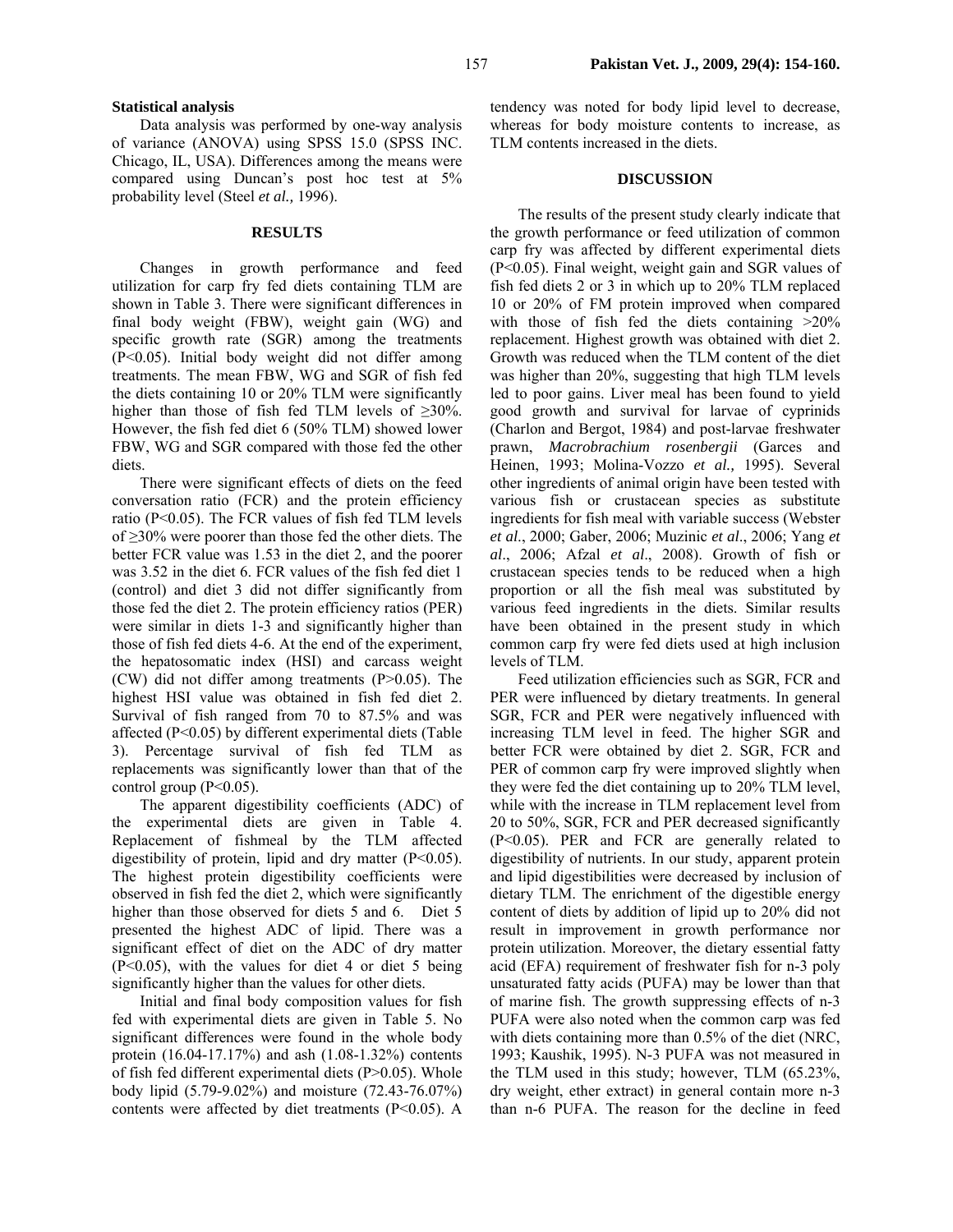#### Statistical analysis

Data analysis was performed by one-way analysis of variance (ANOVA) using SPSS 15.0 (SPSS INC. Chicago, IL, USA). Differences among the means were compared using Duncan's post hoc test at 5% probability level (Steel *et al.,* 1996).

## RESULTS

Changes in growth performance and feed utilization for carp fry fed diets containing TLM are shown in Table 3. There were significant differences in final body weight (FBW), weight gain (WG) and specific growth rate (SGR) among the treatments (P<0.05). Initial body weight did not differ among treatments. The mean FBW, WG and SGR of fish fed the diets containing 10 or 20% TLM were significantly higher than those of fish fed TLM levels of ≥30%. However, the fish fed diet 6 (50% TLM) showed lower FBW, WG and SGR compared with those fed the other diets.

There were significant effects of diets on the feed conversation ratio (FCR) and the protein efficiency ratio (P<0.05). The FCR values of fish fed TLM levels of ≥30% were poorer than those fed the other diets. The better FCR value was 1.53 in the diet 2, and the poorer was 3.52 in the diet 6. FCR values of the fish fed diet 1 (control) and diet 3 did not differ significantly from those fed the diet 2. The protein efficiency ratios (PER) were similar in diets 1-3 and significantly higher than those of fish fed diets 4-6. At the end of the experiment, the hepatosomatic index (HSI) and carcass weight (CW) did not differ among treatments (P>0.05). The highest HSI value was obtained in fish fed diet 2. Survival of fish ranged from 70 to 87.5% and was affected (P<0.05) by different experimental diets (Table 3). Percentage survival of fish fed TLM as replacements was significantly lower than that of the control group (P<0.05).

The apparent digestibility coefficients (ADC) of the experimental diets are given in Table 4. Replacement of fishmeal by the TLM affected digestibility of protein, lipid and dry matter (P<0.05). The highest protein digestibility coefficients were observed in fish fed the diet 2, which were significantly higher than those observed for diets 5 and 6. Diet 5 presented the highest ADC of lipid. There was a significant effect of diet on the ADC of dry matter (P<0.05), with the values for diet 4 or diet 5 being significantly higher than the values for other diets.

Initial and final body composition values for fish fed with experimental diets are given in Table 5. No significant differences were found in the whole body protein (16.04-17.17%) and ash (1.08-1.32%) contents of fish fed different experimental diets (P>0.05). Whole body lipid (5.79-9.02%) and moisture (72.43-76.07%) contents were affected by diet treatments (P<0.05). A tendency was noted for body lipid level to decrease, whereas for body moisture contents to increase, as TLM contents increased in the diets.

## DISCUSSION

The results of the present study clearly indicate that the growth performance or feed utilization of common carp fry was affected by different experimental diets (P<0.05). Final weight, weight gain and SGR values of fish fed diets 2 or 3 in which up to 20% TLM replaced 10 or 20% of FM protein improved when compared with those of fish fed the diets containing >20% replacement. Highest growth was obtained with diet 2. Growth was reduced when the TLM content of the diet was higher than 20%, suggesting that high TLM levels led to poor gains. Liver meal has been found to yield good growth and survival for larvae of cyprinids (Charlon and Bergot, 1984) and post-larvae freshwater prawn, *Macrobrachium rosenbergii* (Garces and Heinen, 1993; Molina-Vozzo *et al.,* 1995). Several other ingredients of animal origin have been tested with various fish or crustacean species as substitute ingredients for fish meal with variable success (Webster *et al*., 2000; Gaber, 2006; Muzinic *et al*., 2006; Yang *et al*., 2006; Afzal *et al*., 2008). Growth of fish or crustacean species tends to be reduced when a high proportion or all the fish meal was substituted by various feed ingredients in the diets. Similar results have been obtained in the present study in which common carp fry were fed diets used at high inclusion levels of TLM.

Feed utilization efficiencies such as SGR, FCR and PER were influenced by dietary treatments. In general SGR, FCR and PER were negatively influenced with increasing TLM level in feed. The higher SGR and better FCR were obtained by diet 2. SGR, FCR and PER of common carp fry were improved slightly when they were fed the diet containing up to 20% TLM level, while with the increase in TLM replacement level from 20 to 50%, SGR, FCR and PER decreased significantly (P<0.05). PER and FCR are generally related to digestibility of nutrients. In our study, apparent protein and lipid digestibilities were decreased by inclusion of dietary TLM. The enrichment of the digestible energy content of diets by addition of lipid up to 20% did not result in improvement in growth performance nor protein utilization. Moreover, the dietary essential fatty acid (EFA) requirement of freshwater fish for n-3 poly unsaturated fatty acids (PUFA) may be lower than that of marine fish. The growth suppressing effects of n-3 PUFA were also noted when the common carp was fed with diets containing more than 0.5% of the diet (NRC, 1993; Kaushik, 1995). N-3 PUFA was not measured in the TLM used in this study; however, TLM (65.23%, dry weight, ether extract) in general contain more n-3 than n-6 PUFA. The reason for the decline in feed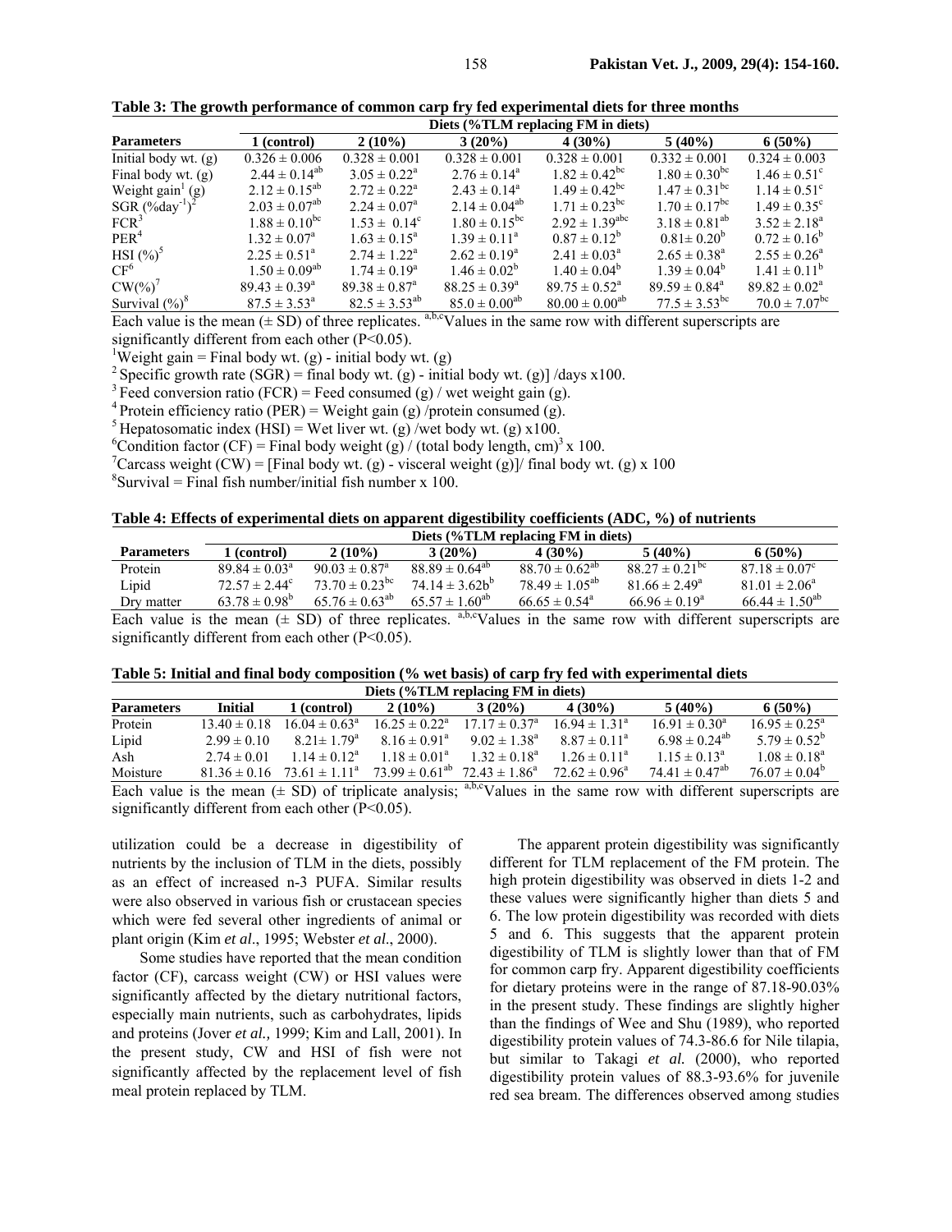**Table 3: The growth performance of common carp fry fed experimental diets for three months**

| Parameters | Diets (%TLM replacing FM in diets) | | | | | |
|---|---|---|---|---|---|---|
| | 1 (control) | 2 (10%) | 3 (20%) | 4 (30%) | 5 (40%) | 6 (50%) |
| Initial body wt. (g) | 0.326 ± 0.006 | 0.328 ± 0.001 | 0.328 ± 0.001 | 0.328 ± 0.001 | 0.332 ± 0.001 | 0.324 ± 0.003 |
| Final body wt. (g) | 2.44 ± 0.14[ab] | 3.05 ± 0.22[a] | 2.76 ± 0.14[a] | 1.82 ± 0.42[bc] | 1.80 ± 0.30[bc] | 1.46 ± 0.51[c] |
| Weight gain[1] (g) | 2.12 ± 0.15[ab] | 2.72 ± 0.22[a] | 2.43 ± 0.14[a] | 1.49 ± 0.42[bc] | 1.47 ± 0.31[bc] | 1.14 ± 0.51[c] |
| SGR (%day$^{-1}$)[2] | 2.03 ± 0.07[ab] | 2.24 ± 0.07[a] | 2.14 ± 0.04[ab] | 1.71 ± 0.23[bc] | 1.70 ± 0.17[bc] | 1.49 ± 0.35[c] |
| FCR[3] | 1.88 ± 0.10[bc] | 1.53 ± 0.14[c] | 1.80 ± 0.15[bc] | 2.92 ± 1.39[abc] | 3.18 ± 0.81[ab] | 3.52 ± 2.18[a] |
| PER[4] | 1.32 ± 0.07[a] | 1.63 ± 0.15[a] | 1.39 ± 0.11[a] | 0.87 ± 0.12[b] | 0.81± 0.20[b] | 0.72 ± 0.16[b] |
| HSI (%)[5] | 2.25 ± 0.51[a] | 2.74 ± 1.22[a] | 2.62 ± 0.19[a] | 2.41 ± 0.03[a] | 2.65 ± 0.38[a] | 2.55 ± 0.26[a] |
| CF[6] | 1.50 ± 0.09[ab] | 1.74 ± 0.19[a] | 1.46 ± 0.02[b] | 1.40 ± 0.04[b] | 1.39 ± 0.04[b] | 1.41 ± 0.11[b] |
| CW(%)[7] | 89.43 ± 0.39[a] | 89.38 ± 0.87[a] | 88.25 ± 0.39[a] | 89.75 ± 0.52[a] | 89.59 ± 0.84[a] | 89.82 ± 0.02[a] |
| Survival (%)[8] | 87.5 ± 3.53[a] | 82.5 ± 3.53[ab] | 85.0 ± 0.00[ab] | 80.00 ± 0.00[ab] | 77.5 ± 3.53[bc] | 70.0 ± 7.07[bc] |

Each value is the mean (± SD) of three replicates. [a,b,c]Values in the same row with different superscripts are significantly different from each other (P<0.05).

[1]Weight gain = Final body wt. (g) - initial body wt. (g)
[2] Specific growth rate (SGR) = final body wt. (g) - initial body wt. (g)] /days x100.
[3] Feed conversion ratio (FCR) = Feed consumed (g) / wet weight gain (g).
[4] Protein efficiency ratio (PER) = Weight gain (g) /protein consumed (g).
[5] Hepatosomatic index (HSI) = Wet liver wt. (g) /wet body wt. (g) x100.
[6]Condition factor (CF) = Final body weight (g) / (total body length, cm)$^3$ x 100.
[7]Carcass weight (CW) = [Final body wt. (g) - visceral weight (g)]/ final body wt. (g) x 100
[8]Survival = Final fish number/initial fish number x 100.

**Table 4: Effects of experimental diets on apparent digestibility coefficients (ADC, %) of nutrients**

| Parameters | Diets (%TLM replacing FM in diets) | | | | | |
|---|---|---|---|---|---|---|
| | 1 (control) | 2 (10%) | 3 (20%) | 4 (30%) | 5 (40%) | 6 (50%) |
| Protein | 89.84 ± 0.03[a] | 90.03 ± 0.87[a] | 88.89 ± 0.64[ab] | 88.70 ± 0.62[ab] | 88.27 ± 0.21[bc] | 87.18 ± 0.07[c] |
| Lipid | 72.57 ± 2.44[c] | 73.70 ± 0.23[bc] | 74.14 ± 3.62b[b] | 78.49 ± 1.05[ab] | 81.66 ± 2.49[a] | 81.01 ± 2.06[a] |
| Dry matter | 63.78 ± 0.98[b] | 65.76 ± 0.63[ab] | 65.57 ± 1.60[ab] | 66.65 ± 0.54[a] | 66.96 ± 0.19[a] | 66.44 ± 1.50[ab] |

Each value is the mean (± SD) of three replicates. [a,b,c]Values in the same row with different superscripts are significantly different from each other (P<0.05).

**Table 5: Initial and final body composition (% wet basis) of carp fry fed with experimental diets**

| Parameters | Initial | Diets (%TLM replacing FM in diets) | | | | | |
|---|---|---|---|---|---|---|---|
| | | 1 (control) | 2 (10%) | 3 (20%) | 4 (30%) | 5 (40%) | 6 (50%) |
| Protein | 13.40 ± 0.18 | 16.04 ± 0.63[a] | 16.25 ± 0.22[a] | 17.17 ± 0.37[a] | 16.94 ± 1.31[a] | 16.91 ± 0.30[a] | 16.95 ± 0.25[a] |
| Lipid | 2.99 ± 0.10 | 8.21± 1.79[a] | 8.16 ± 0.91[a] | 9.02 ± 1.38[a] | 8.87 ± 0.11[a] | 6.98 ± 0.24[ab] | 5.79 ± 0.52[b] |
| Ash | 2.74 ± 0.01 | 1.14 ± 0.12[a] | 1.18 ± 0.01[a] | 1.32 ± 0.18[a] | 1.26 ± 0.11[a] | 1.15 ± 0.13[a] | 1.08 ± 0.18[a] |
| Moisture | 81.36 ± 0.16 | 73.61 ± 1.11[a] | 73.99 ± 0.61[ab] | 72.43 ± 1.86[a] | 72.62 ± 0.96[a] | 74.41 ± 0.47[ab] | 76.07 ± 0.04[b] |

Each value is the mean (± SD) of triplicate analysis; [a,b,c]Values in the same row with different superscripts are significantly different from each other (P<0.05).

utilization could be a decrease in digestibility of nutrients by the inclusion of TLM in the diets, possibly as an effect of increased n-3 PUFA. Similar results were also observed in various fish or crustacean species which were fed several other ingredients of animal or plant origin (Kim *et al*., 1995; Webster *et al*., 2000).

Some studies have reported that the mean condition factor (CF), carcass weight (CW) or HSI values were significantly affected by the dietary nutritional factors, especially main nutrients, such as carbohydrates, lipids and proteins (Jover *et al.,* 1999; Kim and Lall, 2001). In the present study, CW and HSI of fish were not significantly affected by the replacement level of fish meal protein replaced by TLM.

The apparent protein digestibility was significantly different for TLM replacement of the FM protein. The high protein digestibility was observed in diets 1-2 and these values were significantly higher than diets 5 and 6. The low protein digestibility was recorded with diets 5 and 6. This suggests that the apparent protein digestibility of TLM is slightly lower than that of FM for common carp fry. Apparent digestibility coefficients for dietary proteins were in the range of 87.18-90.03% in the present study. These findings are slightly higher than the findings of Wee and Shu (1989), who reported digestibility protein values of 74.3-86.6 for Nile tilapia, but similar to Takagi *et al.* (2000), who reported digestibility protein values of 88.3-93.6% for juvenile red sea bream. The differences observed among studies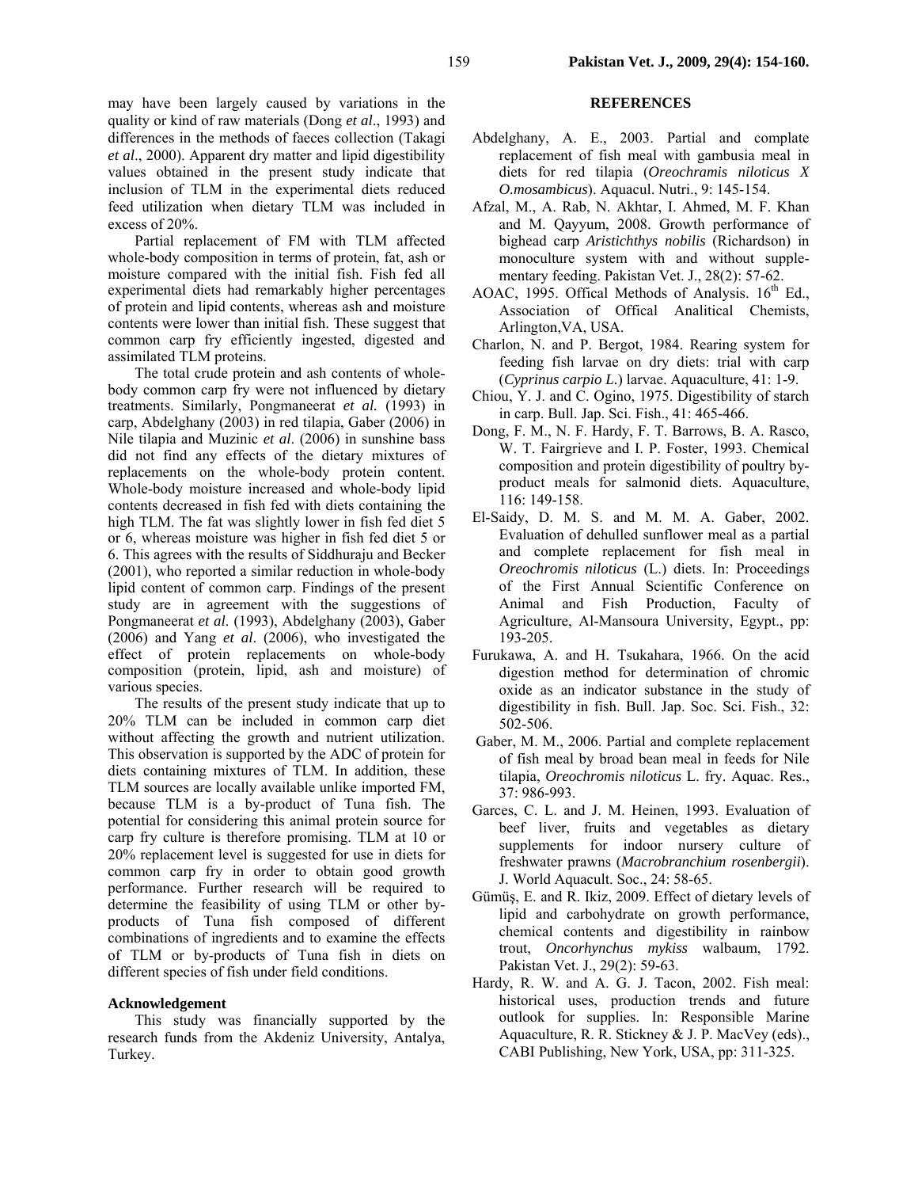may have been largely caused by variations in the quality or kind of raw materials (Dong *et al*., 1993) and differences in the methods of faeces collection (Takagi *et al*., 2000). Apparent dry matter and lipid digestibility values obtained in the present study indicate that inclusion of TLM in the experimental diets reduced feed utilization when dietary TLM was included in excess of 20%.

Partial replacement of FM with TLM affected whole-body composition in terms of protein, fat, ash or moisture compared with the initial fish. Fish fed all experimental diets had remarkably higher percentages of protein and lipid contents, whereas ash and moisture contents were lower than initial fish. These suggest that common carp fry efficiently ingested, digested and assimilated TLM proteins.

The total crude protein and ash contents of whole-body common carp fry were not influenced by dietary treatments. Similarly, Pongmaneerat *et al.* (1993) in carp, Abdelghany (2003) in red tilapia, Gaber (2006) in Nile tilapia and Muzinic *et al*. (2006) in sunshine bass did not find any effects of the dietary mixtures of replacements on the whole-body protein content. Whole-body moisture increased and whole-body lipid contents decreased in fish fed with diets containing the high TLM. The fat was slightly lower in fish fed diet 5 or 6, whereas moisture was higher in fish fed diet 5 or 6. This agrees with the results of Siddhuraju and Becker (2001), who reported a similar reduction in whole-body lipid content of common carp. Findings of the present study are in agreement with the suggestions of Pongmaneerat *et al*. (1993), Abdelghany (2003), Gaber (2006) and Yang *et al*. (2006), who investigated the effect of protein replacements on whole-body composition (protein, lipid, ash and moisture) of various species.

The results of the present study indicate that up to 20% TLM can be included in common carp diet without affecting the growth and nutrient utilization. This observation is supported by the ADC of protein for diets containing mixtures of TLM. In addition, these TLM sources are locally available unlike imported FM, because TLM is a by-product of Tuna fish. The potential for considering this animal protein source for carp fry culture is therefore promising. TLM at 10 or 20% replacement level is suggested for use in diets for common carp fry in order to obtain good growth performance. Further research will be required to determine the feasibility of using TLM or other by-products of Tuna fish composed of different combinations of ingredients and to examine the effects of TLM or by-products of Tuna fish in diets on different species of fish under field conditions.

### Acknowledgement

This study was financially supported by the research funds from the Akdeniz University, Antalya, Turkey.

## REFERENCES

Abdelghany, A. E., 2003. Partial and complate replacement of fish meal with gambusia meal in diets for red tilapia (*Oreochramis niloticus X O.mosambicus*). Aquacul. Nutri., 9: 145-154.

Afzal, M., A. Rab, N. Akhtar, I. Ahmed, M. F. Khan and M. Qayyum, 2008. Growth performance of bighead carp *Aristichthys nobilis* (Richardson) in monoculture system with and without supplementary feeding. Pakistan Vet. J., 28(2): 57-62.

AOAC, 1995. Offical Methods of Analysis. 16th Ed., Association of Offical Analitical Chemists, Arlington,VA, USA.

Charlon, N. and P. Bergot, 1984. Rearing system for feeding fish larvae on dry diets: trial with carp (*Cyprinus carpio L*.) larvae. Aquaculture, 41: 1-9.

Chiou, Y. J. and C. Ogino, 1975. Digestibility of starch in carp. Bull. Jap. Sci. Fish., 41: 465-466.

Dong, F. M., N. F. Hardy, F. T. Barrows, B. A. Rasco, W. T. Fairgrieve and I. P. Foster, 1993. Chemical composition and protein digestibility of poultry by-product meals for salmonid diets. Aquaculture, 116: 149-158.

El-Saidy, D. M. S. and M. M. A. Gaber, 2002. Evaluation of dehulled sunflower meal as a partial and complete replacement for fish meal in *Oreochromis niloticus* (L.) diets. In: Proceedings of the First Annual Scientific Conference on Animal and Fish Production, Faculty of Agriculture, Al-Mansoura University, Egypt., pp: 193-205.

Furukawa, A. and H. Tsukahara, 1966. On the acid digestion method for determination of chromic oxide as an indicator substance in the study of digestibility in fish. Bull. Jap. Soc. Sci. Fish., 32: 502-506.

Gaber, M. M., 2006. Partial and complete replacement of fish meal by broad bean meal in feeds for Nile tilapia, *Oreochromis niloticus* L. fry. Aquac. Res., 37: 986-993.

Garces, C. L. and J. M. Heinen, 1993. Evaluation of beef liver, fruits and vegetables as dietary supplements for indoor nursery culture of freshwater prawns (*Macrobranchium rosenbergii*). J. World Aquacult. Soc., 24: 58-65.

Gümüş, E. and R. Ikiz, 2009. Effect of dietary levels of lipid and carbohydrate on growth performance, chemical contents and digestibility in rainbow trout, *Oncorhynchus mykiss* walbaum, 1792. Pakistan Vet. J., 29(2): 59-63.

Hardy, R. W. and A. G. J. Tacon, 2002. Fish meal: historical uses, production trends and future outlook for supplies. In: Responsible Marine Aquaculture, R. R. Stickney & J. P. MacVey (eds)., CABI Publishing, New York, USA, pp: 311-325.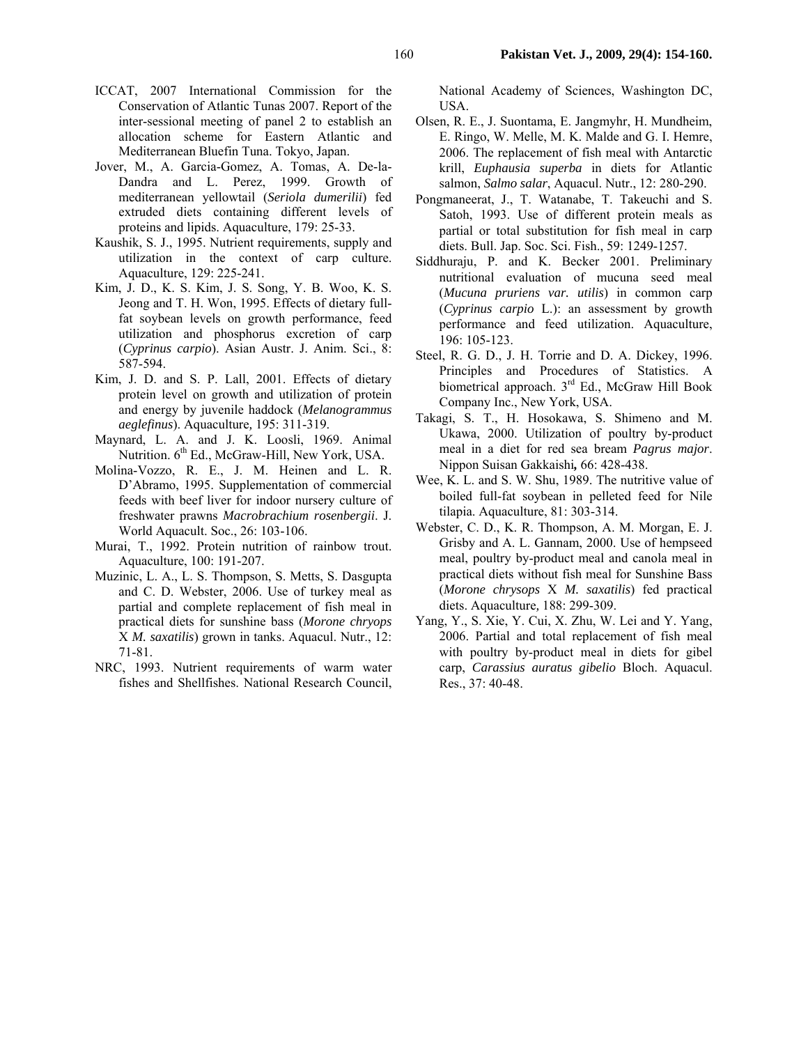ICCAT, 2007 International Commission for the Conservation of Atlantic Tunas 2007. Report of the inter-sessional meeting of panel 2 to establish an allocation scheme for Eastern Atlantic and Mediterranean Bluefin Tuna. Tokyo, Japan.

Jover, M., A. Garcia-Gomez, A. Tomas, A. De-la-Dandra and L. Perez, 1999. Growth of mediterranean yellowtail (*Seriola dumerilii*) fed extruded diets containing different levels of proteins and lipids. Aquaculture, 179: 25-33.

Kaushik, S. J., 1995. Nutrient requirements, supply and utilization in the context of carp culture. Aquaculture, 129: 225-241.

Kim, J. D., K. S. Kim, J. S. Song, Y. B. Woo, K. S. Jeong and T. H. Won, 1995. Effects of dietary full-fat soybean levels on growth performance, feed utilization and phosphorus excretion of carp (*Cyprinus carpio*). Asian Austr. J. Anim. Sci., 8: 587-594.

Kim, J. D. and S. P. Lall, 2001. Effects of dietary protein level on growth and utilization of protein and energy by juvenile haddock (*Melanogrammus aeglefinus*). Aquaculture*,* 195: 311-319.

Maynard, L. A. and J. K. Loosli, 1969. Animal Nutrition. 6th Ed., McGraw-Hill, New York, USA.

Molina-Vozzo, R. E., J. M. Heinen and L. R. D'Abramo, 1995. Supplementation of commercial feeds with beef liver for indoor nursery culture of freshwater prawns *Macrobrachium rosenbergii*. J. World Aquacult. Soc., 26: 103-106.

Murai, T., 1992. Protein nutrition of rainbow trout. Aquaculture, 100: 191-207.

Muzinic, L. A., L. S. Thompson, S. Metts, S. Dasgupta and C. D. Webster, 2006. Use of turkey meal as partial and complete replacement of fish meal in practical diets for sunshine bass (*Morone chryops* X *M. saxatilis*) grown in tanks. Aquacul. Nutr., 12: 71-81.

NRC, 1993. Nutrient requirements of warm water fishes and Shellfishes. National Research Council, National Academy of Sciences, Washington DC, USA.

Olsen, R. E., J. Suontama, E. Jangmyhr, H. Mundheim, E. Ringo, W. Melle, M. K. Malde and G. I. Hemre, 2006. The replacement of fish meal with Antarctic krill, *Euphausia superba* in diets for Atlantic salmon, *Salmo salar*, Aquacul. Nutr., 12: 280-290.

Pongmaneerat, J., T. Watanabe, T. Takeuchi and S. Satoh, 1993. Use of different protein meals as partial or total substitution for fish meal in carp diets. Bull. Jap. Soc. Sci. Fish., 59: 1249-1257.

Siddhuraju, P. and K. Becker 2001. Preliminary nutritional evaluation of mucuna seed meal (*Mucuna pruriens var. utilis*) in common carp (*Cyprinus carpio* L.): an assessment by growth performance and feed utilization. Aquaculture, 196: 105-123.

Steel, R. G. D., J. H. Torrie and D. A. Dickey, 1996. Principles and Procedures of Statistics. A biometrical approach. 3rd Ed., McGraw Hill Book Company Inc., New York, USA.

Takagi, S. T., H. Hosokawa, S. Shimeno and M. Ukawa, 2000. Utilization of poultry by-product meal in a diet for red sea bream *Pagrus major*. Nippon Suisan Gakkaishi**,** 66: 428-438.

Wee, K. L. and S. W. Shu, 1989. The nutritive value of boiled full-fat soybean in pelleted feed for Nile tilapia. Aquaculture, 81: 303-314.

Webster, C. D., K. R. Thompson, A. M. Morgan, E. J. Grisby and A. L. Gannam, 2000. Use of hempseed meal, poultry by-product meal and canola meal in practical diets without fish meal for Sunshine Bass (*Morone chrysops* X *M. saxatilis*) fed practical diets. Aquaculture*,* 188: 299-309.

Yang, Y., S. Xie, Y. Cui, X. Zhu, W. Lei and Y. Yang, 2006. Partial and total replacement of fish meal with poultry by-product meal in diets for gibel carp, *Carassius auratus gibelio* Bloch. Aquacul. Res., 37: 40-48.